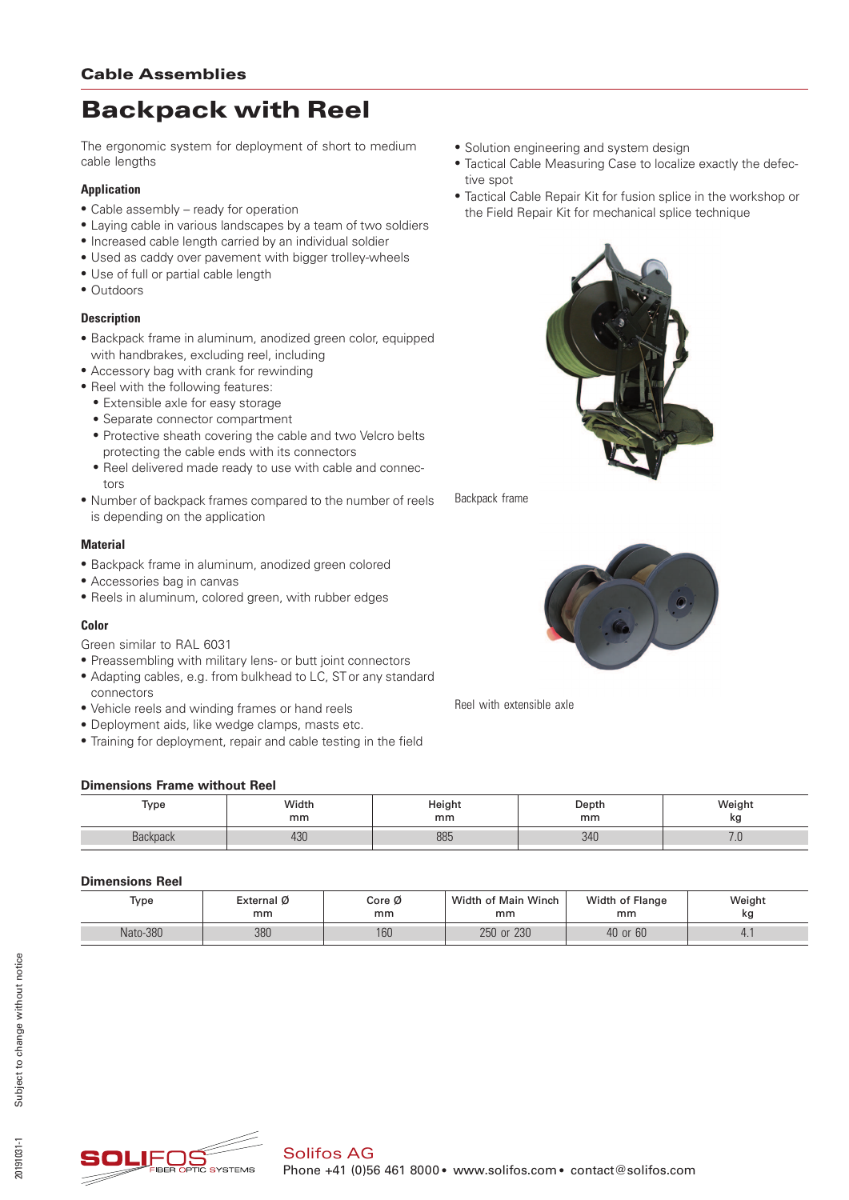## Cable Assemblies

# Backpack with Reel

The ergonomic system for deployment of short to medium cable lengths

### Application

- Cable assembly – ready for operation
- Laying cable in various landscapes by a team of two soldiers
- Increased cable length carried by an individual soldier
- Used as caddy over pavement with bigger trolley-wheels
- Use of full or partial cable length
- Outdoors

### Description

- Backpack frame in aluminum, anodized green color, equipped with handbrakes, excluding reel, including
- Accessory bag with crank for rewinding
- Reel with the following features:
  - Extensible axle for easy storage
  - Separate connector compartment
  - Protective sheath covering the cable and two Velcro belts protecting the cable ends with its connectors
  - Reel delivered made ready to use with cable and connectors
- Number of backpack frames compared to the number of reels is depending on the application

### Material

- Backpack frame in aluminum, anodized green colored
- Accessories bag in canvas
- Reels in aluminum, colored green, with rubber edges

### Color

Green similar to RAL 6031

- Preassembling with military lens- or butt joint connectors
- Adapting cables, e.g. from bulkhead to LC, ST or any standard connectors
- Vehicle reels and winding frames or hand reels
- Deployment aids, like wedge clamps, masts etc.
- Training for deployment, repair and cable testing in the field
- Solution engineering and system design
- Tactical Cable Measuring Case to localize exactly the defective spot
- Tactical Cable Repair Kit for fusion splice in the workshop or the Field Repair Kit for mechanical splice technique

Backpack frame

Reel with extensible axle

### Dimensions Frame without Reel

| Type | Width mm | Height mm | Depth mm | Weight kg |
|---|---|---|---|---|
| Backpack | 430 | 885 | 340 | 7.0 |

### Dimensions Reel

| Type | External Ø mm | Core Ø mm | Width of Main Winch mm | Width of Flange mm | Weight kg |
|---|---|---|---|---|---|
| Nato-380 | 380 | 160 | 250 or 230 | 40 or 60 | 4.1 |

Subject to change without notice

20191031-1

SOLIFOS FIBER OPTIC SYSTEMS

Solifos AG
Phone +41 (0)56 461 8000 • www.solifos.com • contact@solifos.com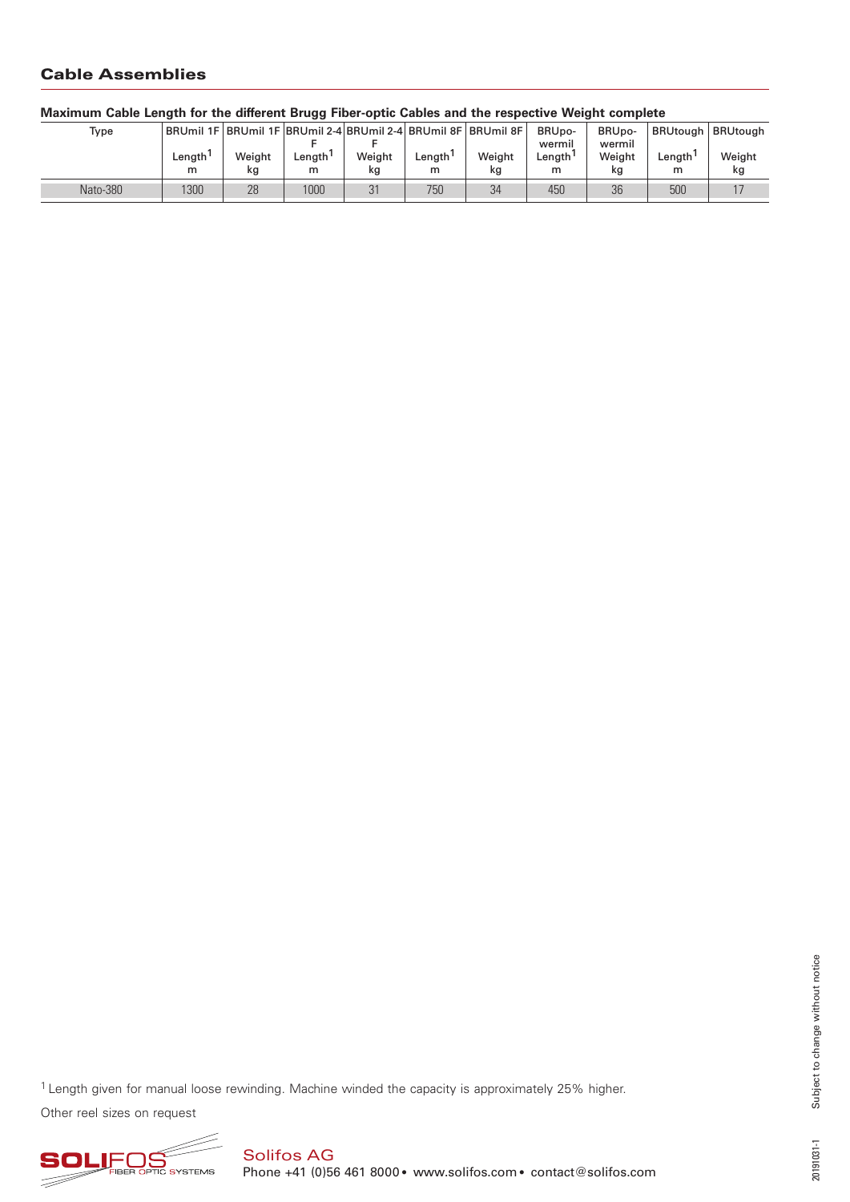## Cable Assemblies

**Maximum Cable Length for the different Brugg Fiber-optic Cables and the respective Weight complete**

| Type | BRUmil 1F Length[1] m | BRUmil 1F Weight kg | BRUmil 2-4 F Length[1] m | BRUmil 2-4 F Weight kg | BRUmil 8F Length[1] m | BRUmil 8F Weight kg | BRUpowermil Length[1] m | BRUpowermil Weight kg | BRUtough Length[1] m | BRUtough Weight kg |
|---|---|---|---|---|---|---|---|---|---|---|
| Nato-380 | 1300 | 28 | 1000 | 31 | 750 | 34 | 450 | 36 | 500 | 17 |

[1] Length given for manual loose rewinding. Machine winded the capacity is approximately 25% higher.

Other reel sizes on request

Solifos AG
Phone +41 (0)56 461 8000 • www.solifos.com • contact@solifos.com

Subject to change without notice

20191031-1